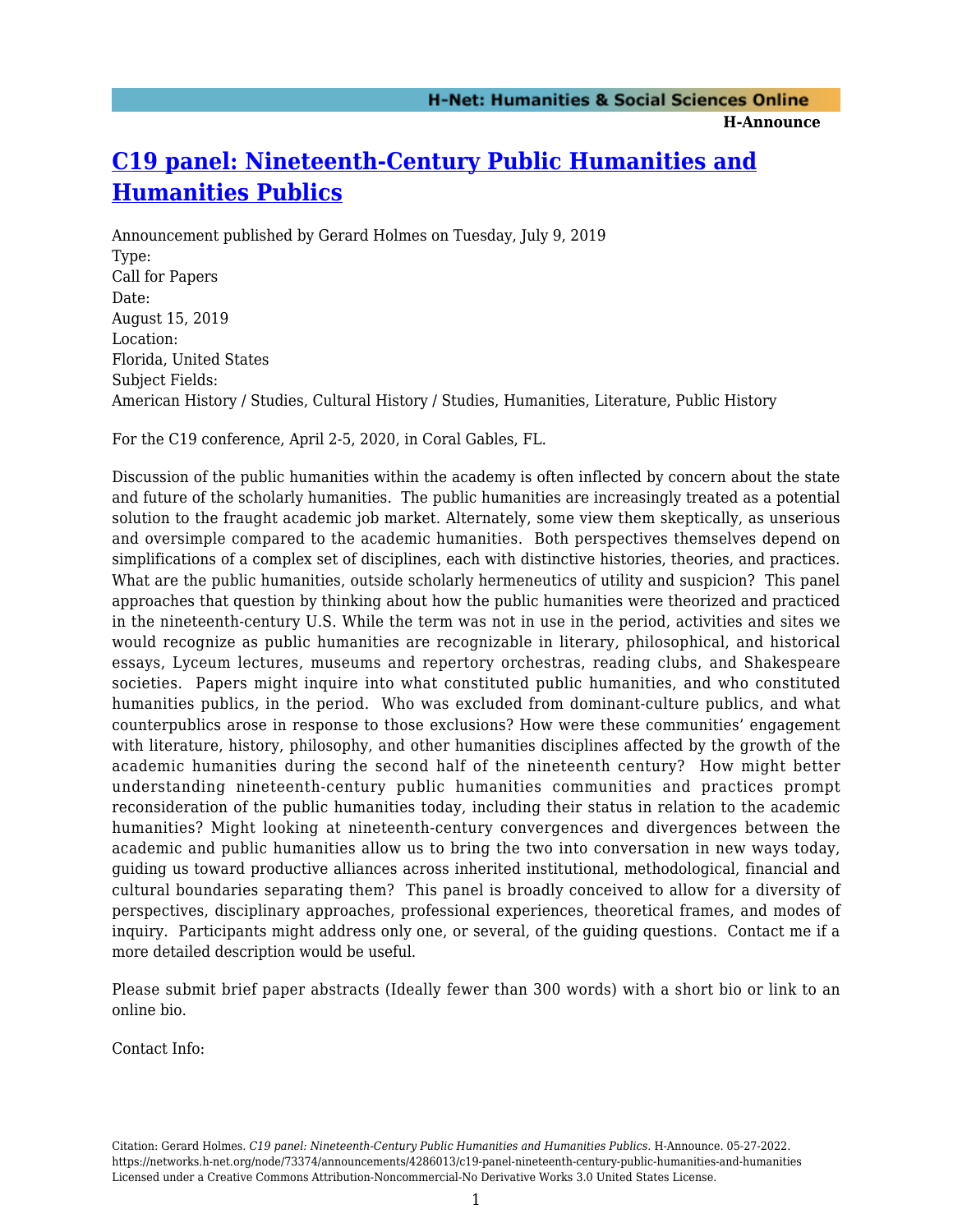# [C19 panel: Nineteenth-Century Public Humanities and Humanities Publics](https://networks.h-net.org/node/73374/announcements/4286013/c19-panel-nineteenth-century-public-humanities-and-humanities)

Announcement published by Gerard Holmes on Tuesday, July 9, 2019

Type:
Call for Papers

Date:
August 15, 2019

Location:
Florida, United States

Subject Fields:
American History / Studies, Cultural History / Studies, Humanities, Literature, Public History

For the C19 conference, April 2-5, 2020, in Coral Gables, FL.

Discussion of the public humanities within the academy is often inflected by concern about the state and future of the scholarly humanities. The public humanities are increasingly treated as a potential solution to the fraught academic job market. Alternately, some view them skeptically, as unserious and oversimple compared to the academic humanities. Both perspectives themselves depend on simplifications of a complex set of disciplines, each with distinctive histories, theories, and practices. What are the public humanities, outside scholarly hermeneutics of utility and suspicion? This panel approaches that question by thinking about how the public humanities were theorized and practiced in the nineteenth-century U.S. While the term was not in use in the period, activities and sites we would recognize as public humanities are recognizable in literary, philosophical, and historical essays, Lyceum lectures, museums and repertory orchestras, reading clubs, and Shakespeare societies. Papers might inquire into what constituted public humanities, and who constituted humanities publics, in the period. Who was excluded from dominant-culture publics, and what counterpublics arose in response to those exclusions? How were these communities' engagement with literature, history, philosophy, and other humanities disciplines affected by the growth of the academic humanities during the second half of the nineteenth century? How might better understanding nineteenth-century public humanities communities and practices prompt reconsideration of the public humanities today, including their status in relation to the academic humanities? Might looking at nineteenth-century convergences and divergences between the academic and public humanities allow us to bring the two into conversation in new ways today, guiding us toward productive alliances across inherited institutional, methodological, financial and cultural boundaries separating them? This panel is broadly conceived to allow for a diversity of perspectives, disciplinary approaches, professional experiences, theoretical frames, and modes of inquiry. Participants might address only one, or several, of the guiding questions. Contact me if a more detailed description would be useful.

Please submit brief paper abstracts (Ideally fewer than 300 words) with a short bio or link to an online bio.

Contact Info: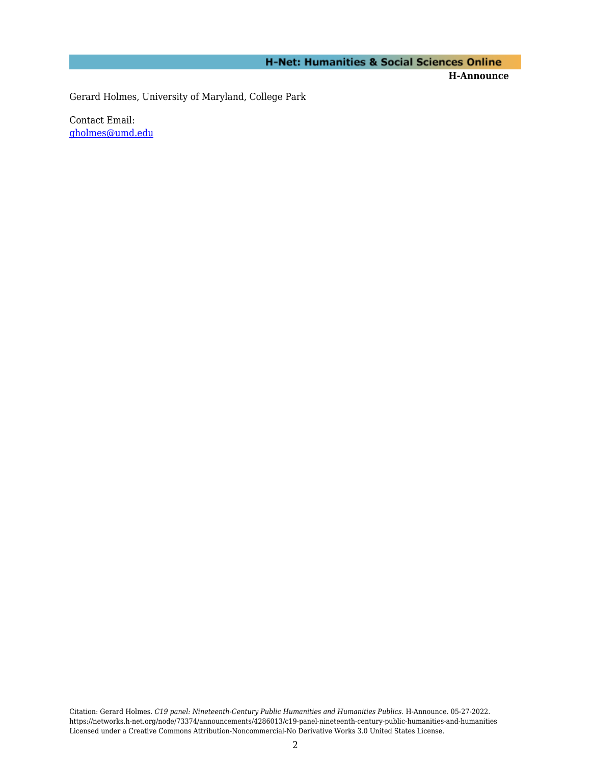Gerard Holmes, University of Maryland, College Park

Contact Email:
[gholmes@umd.edu](mailto:gholmes@umd.edu)

Citation: Gerard Holmes. *C19 panel: Nineteenth-Century Public Humanities and Humanities Publics.* H-Announce. 05-27-2022. https://networks.h-net.org/node/73374/announcements/4286013/c19-panel-nineteenth-century-public-humanities-and-humanities
Licensed under a Creative Commons Attribution-Noncommercial-No Derivative Works 3.0 United States License.